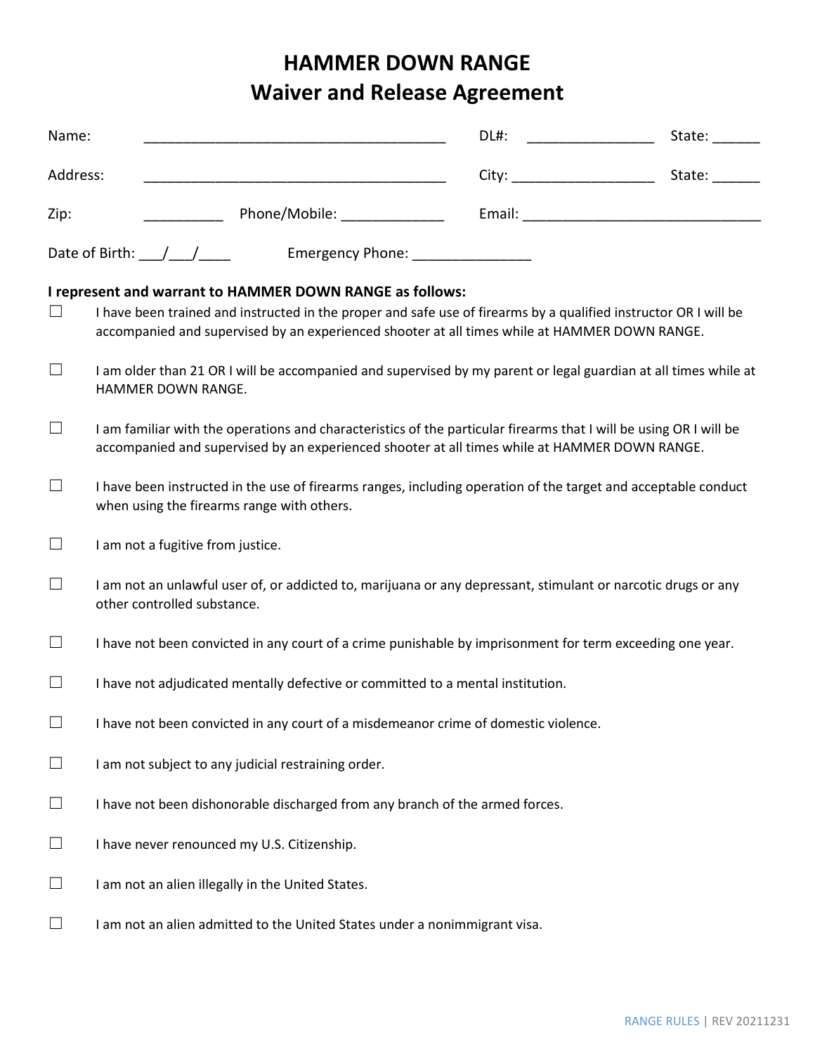# HAMMER DOWN RANGE
## Waiver and Release Agreement

Name: _______________________________________ DL#: ________________ State: ______

Address: _______________________________________ City: __________________ State: ______

Zip: __________ Phone/Mobile: _____________ Email: ______________________________

Date of Birth: ___/___/____ Emergency Phone: _______________

**I represent and warrant to HAMMER DOWN RANGE as follows:**

☐ I have been trained and instructed in the proper and safe use of firearms by a qualified instructor OR I will be accompanied and supervised by an experienced shooter at all times while at HAMMER DOWN RANGE.

☐ I am older than 21 OR I will be accompanied and supervised by my parent or legal guardian at all times while at HAMMER DOWN RANGE.

☐ I am familiar with the operations and characteristics of the particular firearms that I will be using OR I will be accompanied and supervised by an experienced shooter at all times while at HAMMER DOWN RANGE.

☐ I have been instructed in the use of firearms ranges, including operation of the target and acceptable conduct when using the firearms range with others.

☐ I am not a fugitive from justice.

☐ I am not an unlawful user of, or addicted to, marijuana or any depressant, stimulant or narcotic drugs or any other controlled substance.

☐ I have not been convicted in any court of a crime punishable by imprisonment for term exceeding one year.

☐ I have not adjudicated mentally defective or committed to a mental institution.

☐ I have not been convicted in any court of a misdemeanor crime of domestic violence.

☐ I am not subject to any judicial restraining order.

☐ I have not been dishonorable discharged from any branch of the armed forces.

☐ I have never renounced my U.S. Citizenship.

☐ I am not an alien illegally in the United States.

☐ I am not an alien admitted to the United States under a nonimmigrant visa.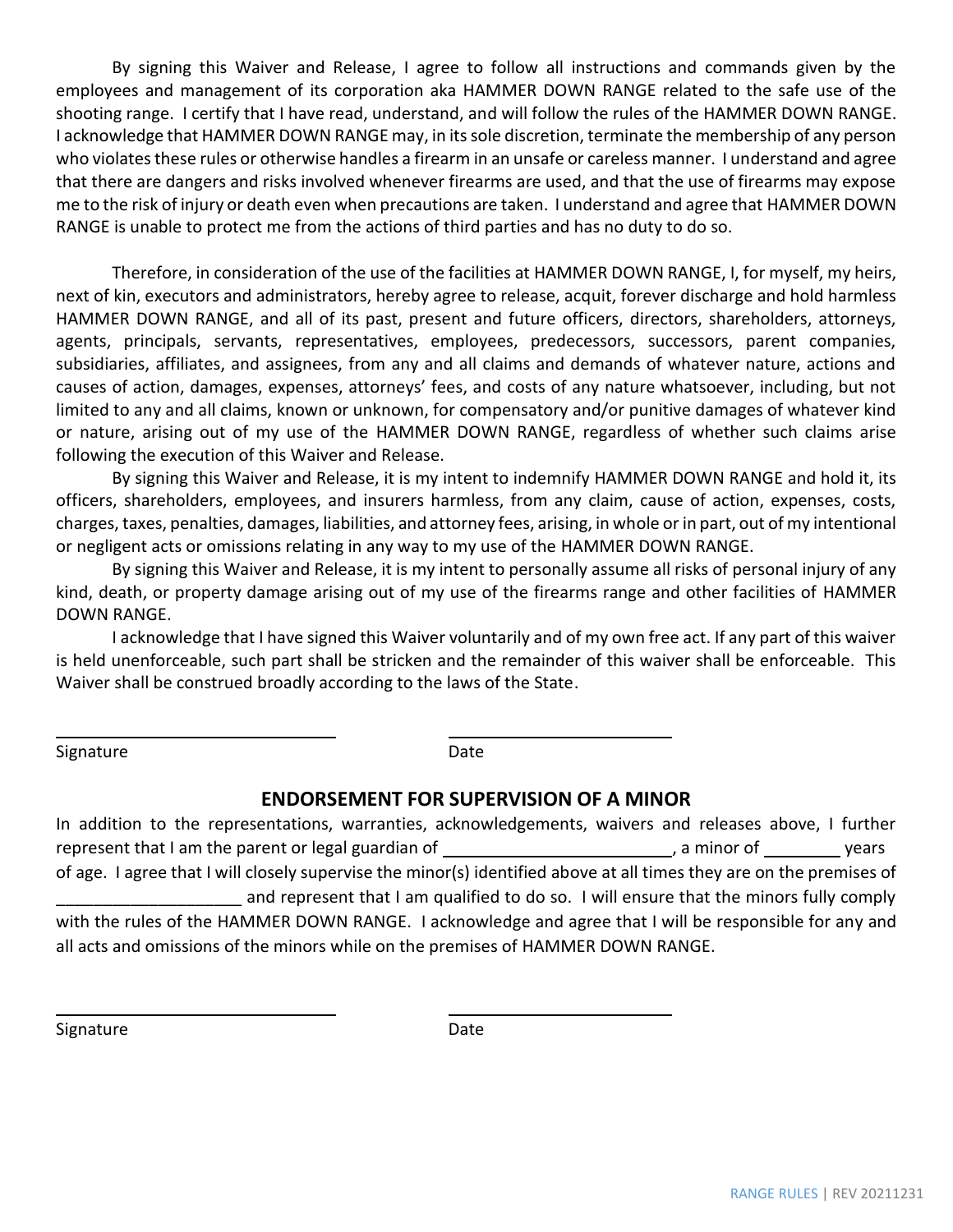By signing this Waiver and Release, I agree to follow all instructions and commands given by the employees and management of its corporation aka HAMMER DOWN RANGE related to the safe use of the shooting range. I certify that I have read, understand, and will follow the rules of the HAMMER DOWN RANGE. I acknowledge that HAMMER DOWN RANGE may, in its sole discretion, terminate the membership of any person who violates these rules or otherwise handles a firearm in an unsafe or careless manner. I understand and agree that there are dangers and risks involved whenever firearms are used, and that the use of firearms may expose me to the risk of injury or death even when precautions are taken. I understand and agree that HAMMER DOWN RANGE is unable to protect me from the actions of third parties and has no duty to do so.

Therefore, in consideration of the use of the facilities at HAMMER DOWN RANGE, I, for myself, my heirs, next of kin, executors and administrators, hereby agree to release, acquit, forever discharge and hold harmless HAMMER DOWN RANGE, and all of its past, present and future officers, directors, shareholders, attorneys, agents, principals, servants, representatives, employees, predecessors, successors, parent companies, subsidiaries, affiliates, and assignees, from any and all claims and demands of whatever nature, actions and causes of action, damages, expenses, attorneys' fees, and costs of any nature whatsoever, including, but not limited to any and all claims, known or unknown, for compensatory and/or punitive damages of whatever kind or nature, arising out of my use of the HAMMER DOWN RANGE, regardless of whether such claims arise following the execution of this Waiver and Release.

By signing this Waiver and Release, it is my intent to indemnify HAMMER DOWN RANGE and hold it, its officers, shareholders, employees, and insurers harmless, from any claim, cause of action, expenses, costs, charges, taxes, penalties, damages, liabilities, and attorney fees, arising, in whole or in part, out of my intentional or negligent acts or omissions relating in any way to my use of the HAMMER DOWN RANGE.

By signing this Waiver and Release, it is my intent to personally assume all risks of personal injury of any kind, death, or property damage arising out of my use of the firearms range and other facilities of HAMMER DOWN RANGE.

I acknowledge that I have signed this Waiver voluntarily and of my own free act. If any part of this waiver is held unenforceable, such part shall be stricken and the remainder of this waiver shall be enforceable. This Waiver shall be construed broadly according to the laws of the State.

______________________________ ______________________________

Signature Date

## ENDORSEMENT FOR SUPERVISION OF A MINOR

In addition to the representations, warranties, acknowledgements, waivers and releases above, I further represent that I am the parent or legal guardian of ________________________, a minor of ________ years of age. I agree that I will closely supervise the minor(s) identified above at all times they are on the premises of ____________________ and represent that I am qualified to do so. I will ensure that the minors fully comply with the rules of the HAMMER DOWN RANGE. I acknowledge and agree that I will be responsible for any and all acts and omissions of the minors while on the premises of HAMMER DOWN RANGE.

______________________________ ______________________________

Signature Date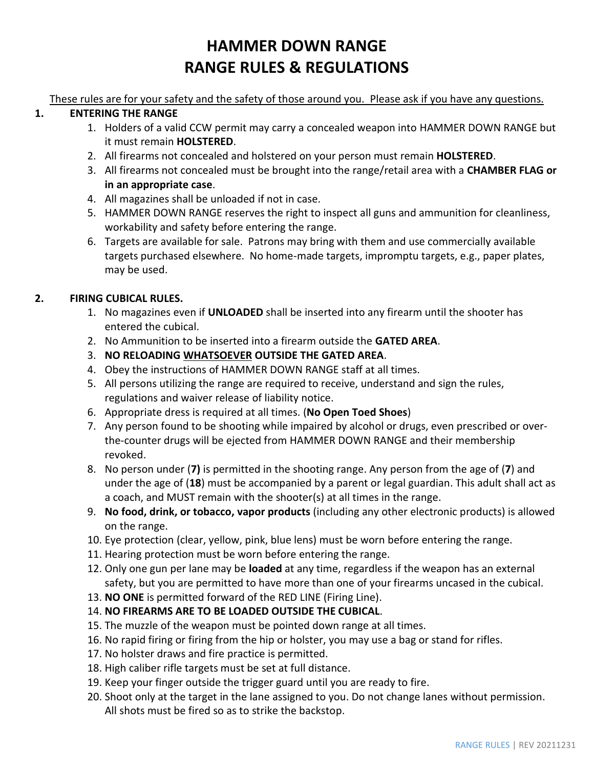# HAMMER DOWN RANGE
# RANGE RULES & REGULATIONS

These rules are for your safety and the safety of those around you. Please ask if you have any questions.

## 1. ENTERING THE RANGE

1. Holders of a valid CCW permit may carry a concealed weapon into HAMMER DOWN RANGE but it must remain **HOLSTERED**.
2. All firearms not concealed and holstered on your person must remain **HOLSTERED**.
3. All firearms not concealed must be brought into the range/retail area with a **CHAMBER FLAG or in an appropriate case**.
4. All magazines shall be unloaded if not in case.
5. HAMMER DOWN RANGE reserves the right to inspect all guns and ammunition for cleanliness, workability and safety before entering the range.
6. Targets are available for sale. Patrons may bring with them and use commercially available targets purchased elsewhere. No home-made targets, impromptu targets, e.g., paper plates, may be used.

## 2. FIRING CUBICAL RULES.

1. No magazines even if **UNLOADED** shall be inserted into any firearm until the shooter has entered the cubical.
2. No Ammunition to be inserted into a firearm outside the **GATED AREA**.
3. **NO RELOADING <u>WHATSOEVER</u> OUTSIDE THE GATED AREA**.
4. Obey the instructions of HAMMER DOWN RANGE staff at all times.
5. All persons utilizing the range are required to receive, understand and sign the rules, regulations and waiver release of liability notice.
6. Appropriate dress is required at all times. (**No Open Toed Shoes**)
7. Any person found to be shooting while impaired by alcohol or drugs, even prescribed or over-the-counter drugs will be ejected from HAMMER DOWN RANGE and their membership revoked.
8. No person under (**7)** is permitted in the shooting range. Any person from the age of (**7**) and under the age of (**18**) must be accompanied by a parent or legal guardian. This adult shall act as a coach, and MUST remain with the shooter(s) at all times in the range.
9. **No food, drink, or tobacco, vapor products** (including any other electronic products) is allowed on the range.
10. Eye protection (clear, yellow, pink, blue lens) must be worn before entering the range.
11. Hearing protection must be worn before entering the range.
12. Only one gun per lane may be **loaded** at any time, regardless if the weapon has an external safety, but you are permitted to have more than one of your firearms uncased in the cubical.
13. **NO ONE** is permitted forward of the RED LINE (Firing Line).
14. **NO FIREARMS ARE TO BE LOADED OUTSIDE THE CUBICAL**.
15. The muzzle of the weapon must be pointed down range at all times.
16. No rapid firing or firing from the hip or holster, you may use a bag or stand for rifles.
17. No holster draws and fire practice is permitted.
18. High caliber rifle targets must be set at full distance.
19. Keep your finger outside the trigger guard until you are ready to fire.
20. Shoot only at the target in the lane assigned to you. Do not change lanes without permission. All shots must be fired so as to strike the backstop.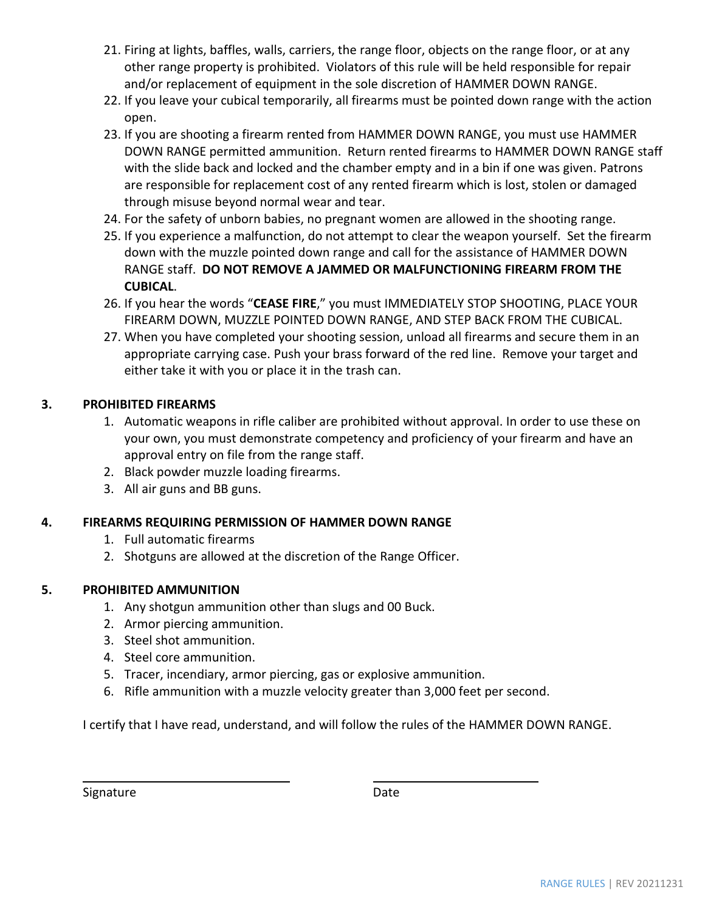21. Firing at lights, baffles, walls, carriers, the range floor, objects on the range floor, or at any other range property is prohibited. Violators of this rule will be held responsible for repair and/or replacement of equipment in the sole discretion of HAMMER DOWN RANGE.
22. If you leave your cubical temporarily, all firearms must be pointed down range with the action open.
23. If you are shooting a firearm rented from HAMMER DOWN RANGE, you must use HAMMER DOWN RANGE permitted ammunition. Return rented firearms to HAMMER DOWN RANGE staff with the slide back and locked and the chamber empty and in a bin if one was given. Patrons are responsible for replacement cost of any rented firearm which is lost, stolen or damaged through misuse beyond normal wear and tear.
24. For the safety of unborn babies, no pregnant women are allowed in the shooting range.
25. If you experience a malfunction, do not attempt to clear the weapon yourself. Set the firearm down with the muzzle pointed down range and call for the assistance of HAMMER DOWN RANGE staff. **DO NOT REMOVE A JAMMED OR MALFUNCTIONING FIREARM FROM THE CUBICAL**.
26. If you hear the words "**CEASE FIRE**," you must IMMEDIATELY STOP SHOOTING, PLACE YOUR FIREARM DOWN, MUZZLE POINTED DOWN RANGE, AND STEP BACK FROM THE CUBICAL.
27. When you have completed your shooting session, unload all firearms and secure them in an appropriate carrying case. Push your brass forward of the red line. Remove your target and either take it with you or place it in the trash can.

## 3. PROHIBITED FIREARMS

1. Automatic weapons in rifle caliber are prohibited without approval. In order to use these on your own, you must demonstrate competency and proficiency of your firearm and have an approval entry on file from the range staff.
2. Black powder muzzle loading firearms.
3. All air guns and BB guns.

## 4. FIREARMS REQUIRING PERMISSION OF HAMMER DOWN RANGE

1. Full automatic firearms
2. Shotguns are allowed at the discretion of the Range Officer.

## 5. PROHIBITED AMMUNITION

1. Any shotgun ammunition other than slugs and 00 Buck.
2. Armor piercing ammunition.
3. Steel shot ammunition.
4. Steel core ammunition.
5. Tracer, incendiary, armor piercing, gas or explosive ammunition.
6. Rifle ammunition with a muzzle velocity greater than 3,000 feet per second.

I certify that I have read, understand, and will follow the rules of the HAMMER DOWN RANGE.

\_\_\_\_\_\_\_\_\_\_\_\_\_\_\_\_\_\_\_\_\_\_\_\_\_\_\_\_ \_\_\_\_\_\_\_\_\_\_\_\_\_\_\_\_\_\_\_\_\_\_

Signature Date